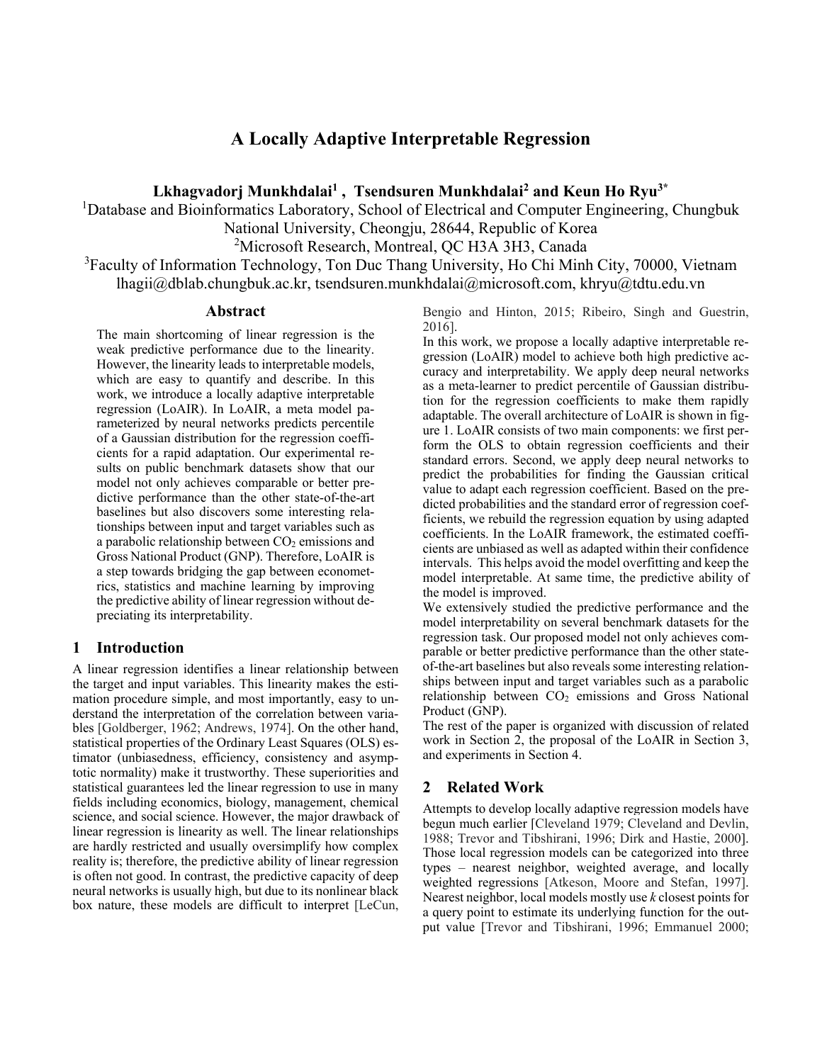# A Locally Adaptive Interpretable Regression

**Lkhagvadorj Munkhdalai[1] , Tsendsuren Munkhdalai[2] and Keun Ho Ryu[3*]**

[1]Database and Bioinformatics Laboratory, School of Electrical and Computer Engineering, Chungbuk National University, Cheongju, 28644, Republic of Korea

[2]Microsoft Research, Montreal, QC H3A 3H3, Canada

[3]Faculty of Information Technology, Ton Duc Thang University, Ho Chi Minh City, 70000, Vietnam

lhagii@dblab.chungbuk.ac.kr, tsendsuren.munkhdalai@microsoft.com, khryu@tdtu.edu.vn

## Abstract

The main shortcoming of linear regression is the weak predictive performance due to the linearity. However, the linearity leads to interpretable models, which are easy to quantify and describe. In this work, we introduce a locally adaptive interpretable regression (LoAIR). In LoAIR, a meta model parameterized by neural networks predicts percentile of a Gaussian distribution for the regression coefficients for a rapid adaptation. Our experimental results on public benchmark datasets show that our model not only achieves comparable or better predictive performance than the other state-of-the-art baselines but also discovers some interesting relationships between input and target variables such as a parabolic relationship between $CO_2$ emissions and Gross National Product (GNP). Therefore, LoAIR is a step towards bridging the gap between econometrics, statistics and machine learning by improving the predictive ability of linear regression without depreciating its interpretability.

## 1 Introduction

A linear regression identifies a linear relationship between the target and input variables. This linearity makes the estimation procedure simple, and most importantly, easy to understand the interpretation of the correlation between variables [Goldberger, 1962; Andrews, 1974]. On the other hand, statistical properties of the Ordinary Least Squares (OLS) estimator (unbiasedness, efficiency, consistency and asymptotic normality) make it trustworthy. These superiorities and statistical guarantees led the linear regression to use in many fields including economics, biology, management, chemical science, and social science. However, the major drawback of linear regression is linearity as well. The linear relationships are hardly restricted and usually oversimplify how complex reality is; therefore, the predictive ability of linear regression is often not good. In contrast, the predictive capacity of deep neural networks is usually high, but due to its nonlinear black box nature, these models are difficult to interpret [LeCun, Bengio and Hinton, 2015; Ribeiro, Singh and Guestrin, 2016].

In this work, we propose a locally adaptive interpretable regression (LoAIR) model to achieve both high predictive accuracy and interpretability. We apply deep neural networks as a meta-learner to predict percentile of Gaussian distribution for the regression coefficients to make them rapidly adaptable. The overall architecture of LoAIR is shown in figure 1. LoAIR consists of two main components: we first perform the OLS to obtain regression coefficients and their standard errors. Second, we apply deep neural networks to predict the probabilities for finding the Gaussian critical value to adapt each regression coefficient. Based on the predicted probabilities and the standard error of regression coefficients, we rebuild the regression equation by using adapted coefficients. In the LoAIR framework, the estimated coefficients are unbiased as well as adapted within their confidence intervals. This helps avoid the model overfitting and keep the model interpretable. At same time, the predictive ability of the model is improved.

We extensively studied the predictive performance and the model interpretability on several benchmark datasets for the regression task. Our proposed model not only achieves comparable or better predictive performance than the other state-of-the-art baselines but also reveals some interesting relationships between input and target variables such as a parabolic relationship between $CO_2$ emissions and Gross National Product (GNP).

The rest of the paper is organized with discussion of related work in Section 2, the proposal of the LoAIR in Section 3, and experiments in Section 4.

## 2 Related Work

Attempts to develop locally adaptive regression models have begun much earlier [Cleveland 1979; Cleveland and Devlin, 1988; Trevor and Tibshirani, 1996; Dirk and Hastie, 2000]. Those local regression models can be categorized into three types – nearest neighbor, weighted average, and locally weighted regressions [Atkeson, Moore and Stefan, 1997]. Nearest neighbor, local models mostly use *k* closest points for a query point to estimate its underlying function for the output value [Trevor and Tibshirani, 1996; Emmanuel 2000;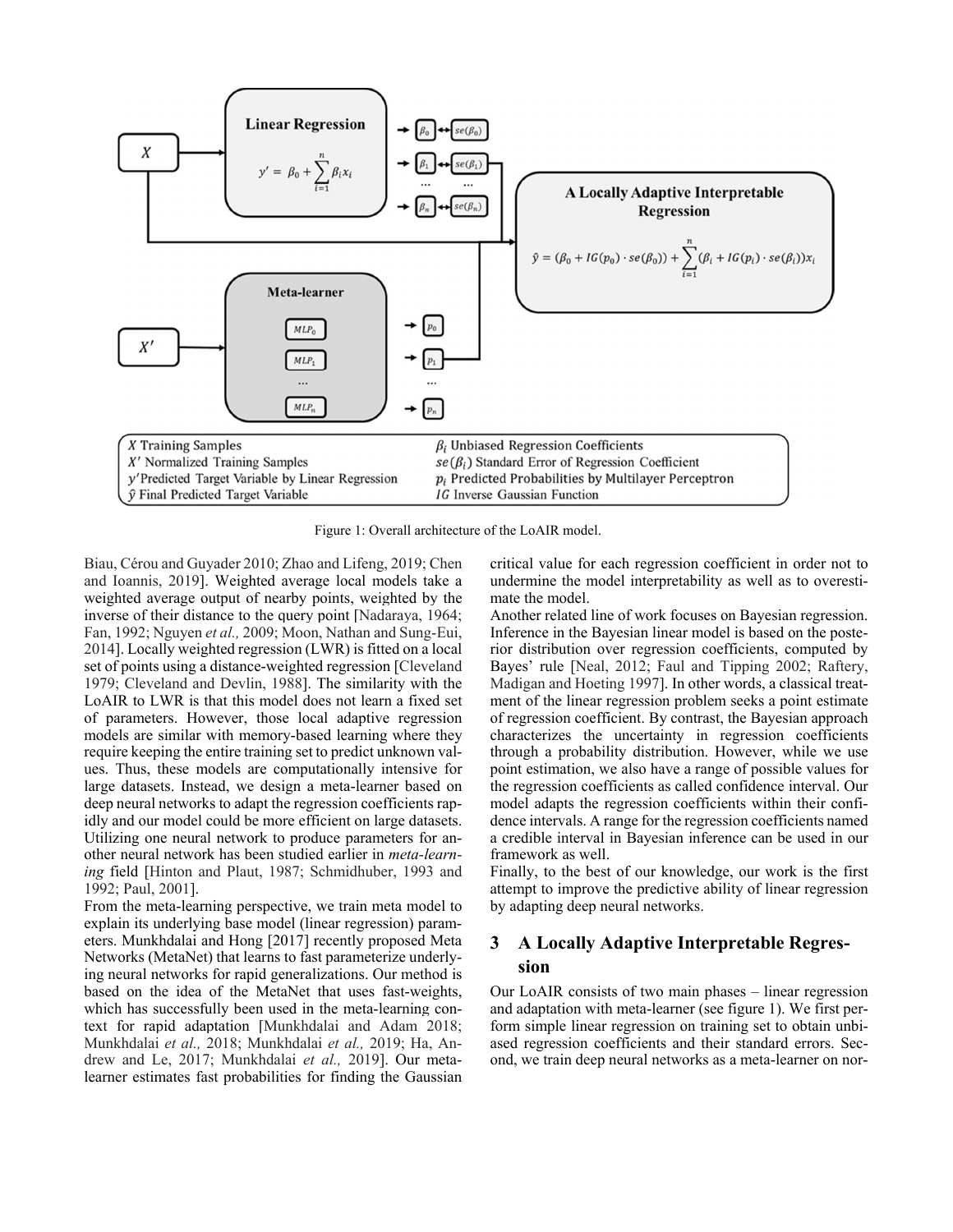Figure 1: Overall architecture of the LoAIR model.

Biau, Cérou and Guyader 2010; Zhao and Lifeng, 2019; Chen and Ioannis, 2019]. Weighted average local models take a weighted average output of nearby points, weighted by the inverse of their distance to the query point [Nadaraya, 1964; Fan, 1992; Nguyen *et al.,* 2009; Moon, Nathan and Sung-Eui, 2014]. Locally weighted regression (LWR) is fitted on a local set of points using a distance-weighted regression [Cleveland 1979; Cleveland and Devlin, 1988]. The similarity with the LoAIR to LWR is that this model does not learn a fixed set of parameters. However, those local adaptive regression models are similar with memory-based learning where they require keeping the entire training set to predict unknown values. Thus, these models are computationally intensive for large datasets. Instead, we design a meta-learner based on deep neural networks to adapt the regression coefficients rapidly and our model could be more efficient on large datasets. Utilizing one neural network to produce parameters for another neural network has been studied earlier in *meta-learning* field [Hinton and Plaut, 1987; Schmidhuber, 1993 and 1992; Paul, 2001].

From the meta-learning perspective, we train meta model to explain its underlying base model (linear regression) parameters. Munkhdalai and Hong [2017] recently proposed Meta Networks (MetaNet) that learns to fast parameterize underlying neural networks for rapid generalizations. Our method is based on the idea of the MetaNet that uses fast-weights, which has successfully been used in the meta-learning context for rapid adaptation [Munkhdalai and Adam 2018; Munkhdalai *et al.,* 2018; Munkhdalai *et al.,* 2019; Ha, Andrew and Le, 2017; Munkhdalai *et al.,* 2019]. Our meta-learner estimates fast probabilities for finding the Gaussian critical value for each regression coefficient in order not to undermine the model interpretability as well as to overestimate the model.

Another related line of work focuses on Bayesian regression. Inference in the Bayesian linear model is based on the posterior distribution over regression coefficients, computed by Bayes' rule [Neal, 2012; Faul and Tipping 2002; Raftery, Madigan and Hoeting 1997]. In other words, a classical treatment of the linear regression problem seeks a point estimate of regression coefficient. By contrast, the Bayesian approach characterizes the uncertainty in regression coefficients through a probability distribution. However, while we use point estimation, we also have a range of possible values for the regression coefficients as called confidence interval. Our model adapts the regression coefficients within their confidence intervals. A range for the regression coefficients named a credible interval in Bayesian inference can be used in our framework as well.

Finally, to the best of our knowledge, our work is the first attempt to improve the predictive ability of linear regression by adapting deep neural networks.

## 3 A Locally Adaptive Interpretable Regression

Our LoAIR consists of two main phases – linear regression and adaptation with meta-learner (see figure 1). We first perform simple linear regression on training set to obtain unbiased regression coefficients and their standard errors. Second, we train deep neural networks as a meta-learner on nor-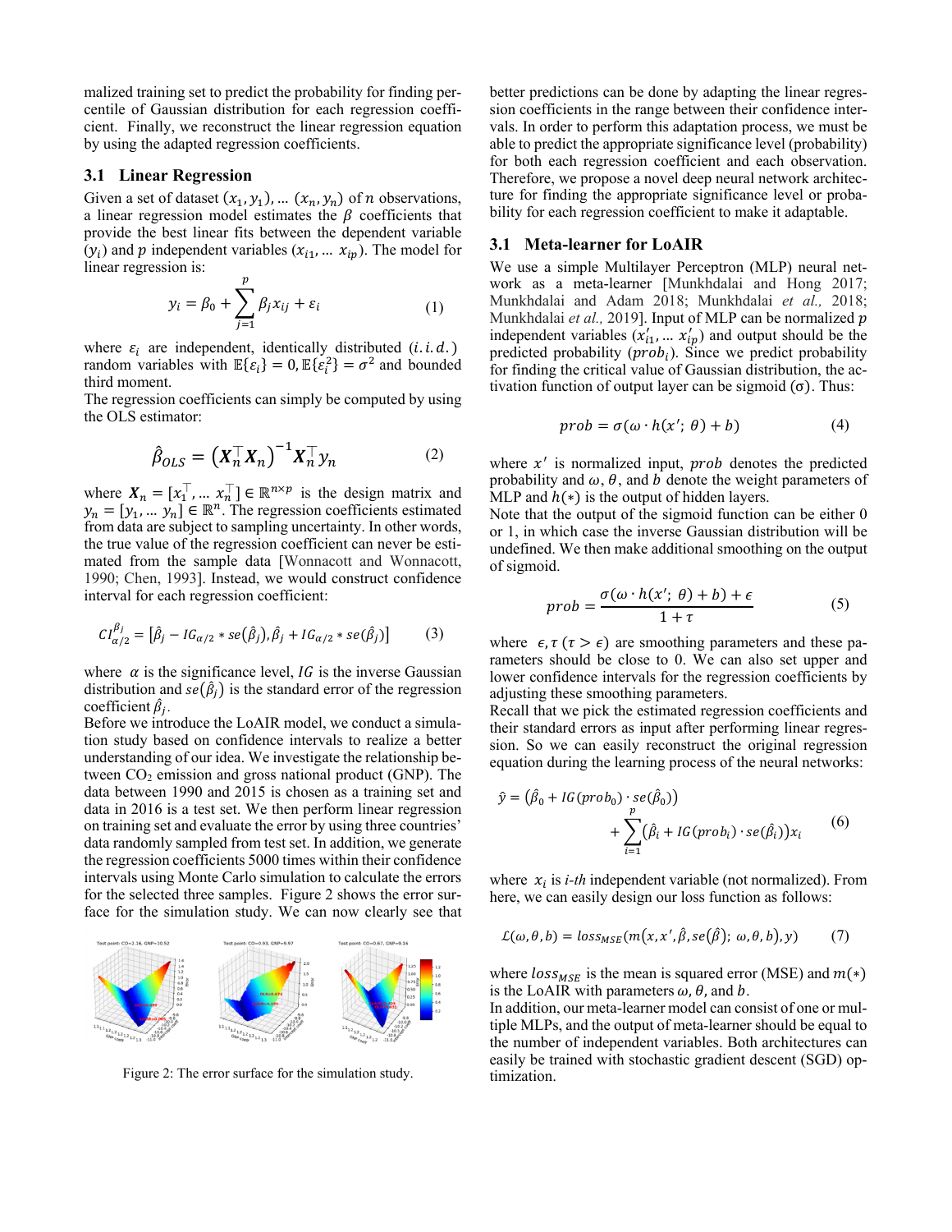malized training set to predict the probability for finding percentile of Gaussian distribution for each regression coefficient. Finally, we reconstruct the linear regression equation by using the adapted regression coefficients.

## 3.1 Linear Regression

Given a set of dataset $(x_1, y_1), \ldots (x_n, y_n)$ of $n$ observations, a linear regression model estimates the $\beta$ coefficients that provide the best linear fits between the dependent variable $(y_i)$ and $p$ independent variables $(x_{i1}, \ldots x_{ip})$. The model for linear regression is:

$$y_i = \beta_0 + \sum_{j=1}^{p} \beta_j x_{ij} + \varepsilon_i \tag{1}$$

where $\varepsilon_i$ are independent, identically distributed $(i.i.d.)$ random variables with $\mathbb{E}\{\varepsilon_i\} = 0, \mathbb{E}\{\varepsilon_i^2\} = \sigma^2$ and bounded third moment.

The regression coefficients can simply be computed by using the OLS estimator:

$$\hat{\beta}_{OLS} = \left(\boldsymbol{X}_n^\top \boldsymbol{X}_n\right)^{-1} \boldsymbol{X}_n^\top y_n \tag{2}$$

where $\boldsymbol{X}_n = [x_1^\top, \ldots x_n^\top] \in \mathbb{R}^{n \times p}$ is the design matrix and $y_n = [y_1, \ldots y_n] \in \mathbb{R}^n$. The regression coefficients estimated from data are subject to sampling uncertainty. In other words, the true value of the regression coefficient can never be estimated from the sample data [Wonnacott and Wonnacott, 1990; Chen, 1993]. Instead, we would construct confidence interval for each regression coefficient:

$$CI_{\alpha/2}^{\beta_j} = \left[\hat{\beta}_j - IG_{\alpha/2} * se(\hat{\beta}_j), \hat{\beta}_j + IG_{\alpha/2} * se(\hat{\beta}_j)\right] \tag{3}$$

where $\alpha$ is the significance level, $IG$ is the inverse Gaussian distribution and $se(\hat{\beta}_j)$ is the standard error of the regression coefficient $\hat{\beta}_j$.

Before we introduce the LoAIR model, we conduct a simulation study based on confidence intervals to realize a better understanding of our idea. We investigate the relationship between $CO_2$ emission and gross national product (GNP). The data between 1990 and 2015 is chosen as a training set and data in 2016 is a test set. We then perform linear regression on training set and evaluate the error by using three countries' data randomly sampled from test set. In addition, we generate the regression coefficients 5000 times within their confidence intervals using Monte Carlo simulation to calculate the errors for the selected three samples. Figure 2 shows the error surface for the simulation study. We can now clearly see that better predictions can be done by adapting the linear regression coefficients in the range between their confidence intervals. In order to perform this adaptation process, we must be able to predict the appropriate significance level (probability) for both each regression coefficient and each observation. Therefore, we propose a novel deep neural network architecture for finding the appropriate significance level or probability for each regression coefficient to make it adaptable.

Figure 2: The error surface for the simulation study.

## 3.1 Meta-learner for LoAIR

We use a simple Multilayer Perceptron (MLP) neural network as a meta-learner [Munkhdalai and Hong 2017; Munkhdalai and Adam 2018; Munkhdalai *et al.,* 2018; Munkhdalai *et al.,* 2019]. Input of MLP can be normalized $p$ independent variables $(x'_{i1}, \ldots x'_{ip})$ and output should be the predicted probability $(prob_i)$. Since we predict probability for finding the critical value of Gaussian distribution, the activation function of output layer can be sigmoid $(\sigma)$. Thus:

$$prob = \sigma(\omega \cdot h(x';\, \theta) + b) \tag{4}$$

where $x'$ is normalized input, $prob$ denotes the predicted probability and $\omega, \theta$, and $b$ denote the weight parameters of MLP and $h(*)$ is the output of hidden layers.

Note that the output of the sigmoid function can be either 0 or 1, in which case the inverse Gaussian distribution will be undefined. We then make additional smoothing on the output of sigmoid.

$$prob = \frac{\sigma(\omega \cdot h(x';\, \theta) + b) + \epsilon}{1 + \tau} \tag{5}$$

where $\epsilon, \tau\ (\tau > \epsilon)$ are smoothing parameters and these parameters should be close to 0. We can also set upper and lower confidence intervals for the regression coefficients by adjusting these smoothing parameters.

Recall that we pick the estimated regression coefficients and their standard errors as input after performing linear regression. So we can easily reconstruct the original regression equation during the learning process of the neural networks:

$$\hat{y} = \left(\hat{\beta}_0 + IG(prob_0) \cdot se(\hat{\beta}_0)\right) + \sum_{i=1}^{p} \left(\hat{\beta}_i + IG(prob_i) \cdot se(\hat{\beta}_i)\right) x_i \tag{6}$$

where $x_i$ is *i-th* independent variable (not normalized). From here, we can easily design our loss function as follows:

$$\mathcal{L}(\omega, \theta, b) = loss_{MSE}\left(m\left(x, x', \hat{\beta}, se(\hat{\beta});\, \omega, \theta, b\right), y\right) \tag{7}$$

where $loss_{MSE}$ is the mean is squared error (MSE) and $m(*)$ is the LoAIR with parameters $\omega, \theta$, and $b$.

In addition, our meta-learner model can consist of one or multiple MLPs, and the output of meta-learner should be equal to the number of independent variables. Both architectures can easily be trained with stochastic gradient descent (SGD) optimization.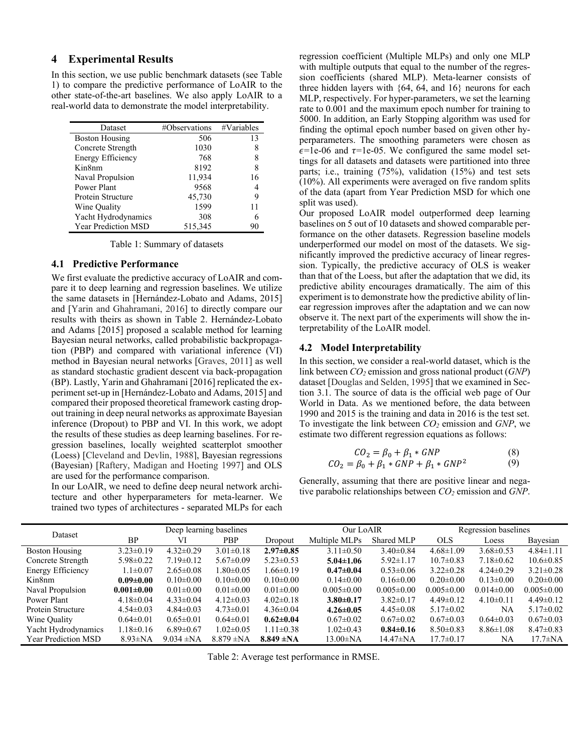## 4 Experimental Results

In this section, we use public benchmark datasets (see Table 1) to compare the predictive performance of LoAIR to the other state-of-the-art baselines. We also apply LoAIR to a real-world data to demonstrate the model interpretability.

| Dataset | #Observations | #Variables |
|---|---|---|
| Boston Housing | 506 | 13 |
| Concrete Strength | 1030 | 8 |
| Energy Efficiency | 768 | 8 |
| Kin8nm | 8192 | 8 |
| Naval Propulsion | 11,934 | 16 |
| Power Plant | 9568 | 4 |
| Protein Structure | 45,730 | 9 |
| Wine Quality | 1599 | 11 |
| Yacht Hydrodynamics | 308 | 6 |
| Year Prediction MSD | 515,345 | 90 |

Table 1: Summary of datasets

### 4.1 Predictive Performance

We first evaluate the predictive accuracy of LoAIR and compare it to deep learning and regression baselines. We utilize the same datasets in [Hernández-Lobato and Adams, 2015] and [Yarin and Ghahramani, 2016] to directly compare our results with theirs as shown in Table 2. Hernández-Lobato and Adams [2015] proposed a scalable method for learning Bayesian neural networks, called probabilistic backpropagation (PBP) and compared with variational inference (VI) method in Bayesian neural networks [Graves, 2011] as well as standard stochastic gradient descent via back-propagation (BP). Lastly, Yarin and Ghahramani [2016] replicated the experiment set-up in [Hernández-Lobato and Adams, 2015] and compared their proposed theoretical framework casting dropout training in deep neural networks as approximate Bayesian inference (Dropout) to PBP and VI. In this work, we adopt the results of these studies as deep learning baselines. For regression baselines, locally weighted scatterplot smoother (Loess) [Cleveland and Devlin, 1988], Bayesian regressions (Bayesian) [Raftery, Madigan and Hoeting 1997] and OLS are used for the performance comparison.

In our LoAIR, we need to define deep neural network architecture and other hyperparameters for meta-learner. We trained two types of architectures - separated MLPs for each regression coefficient (Multiple MLPs) and only one MLP with multiple outputs that equal to the number of the regression coefficients (shared MLP). Meta-learner consists of three hidden layers with {64, 64, and 16} neurons for each MLP, respectively. For hyper-parameters, we set the learning rate to 0.001 and the maximum epoch number for training to 5000. In addition, an Early Stopping algorithm was used for finding the optimal epoch number based on given other hyperparameters. The smoothing parameters were chosen as $\epsilon$=1e-06 and $\tau$=1e-05. We configured the same model settings for all datasets and datasets were partitioned into three parts; i.e., training (75%), validation (15%) and test sets (10%). All experiments were averaged on five random splits of the data (apart from Year Prediction MSD for which one split was used).

Our proposed LoAIR model outperformed deep learning baselines on 5 out of 10 datasets and showed comparable performance on the other datasets. Regression baseline models underperformed our model on most of the datasets. We significantly improved the predictive accuracy of linear regression. Typically, the predictive accuracy of OLS is weaker than that of the Loess, but after the adaptation that we did, its predictive ability encourages dramatically. The aim of this experiment is to demonstrate how the predictive ability of linear regression improves after the adaptation and we can now observe it. The next part of the experiments will show the interpretability of the LoAIR model.

### 4.2 Model Interpretability

In this section, we consider a real-world dataset, which is the link between $CO_2$ emission and gross national product (*GNP*) dataset [Douglas and Selden, 1995] that we examined in Section 3.1. The source of data is the official web page of Our World in Data. As we mentioned before, the data between 1990 and 2015 is the training and data in 2016 is the test set. To investigate the link between $CO_2$ emission and *GNP*, we estimate two different regression equations as follows:

$$CO_2 = \beta_0 + \beta_1 * GNP \tag{8}$$

$$CO_2 = \beta_0 + \beta_1 * GNP + \beta_1 * GNP^2 \tag{9}$$

Generally, assuming that there are positive linear and negative parabolic relationships between $CO_2$ emission and *GNP*.

| Dataset | Deep learning baselines | | | | Our LoAIR | | Regression baselines | | |
|---|---|---|---|---|---|---|---|---|---|
| | BP | VI | PBP | Dropout | Multiple MLPs | Shared MLP | OLS | Loess | Bayesian |
| Boston Housing | 3.23±0.19 | 4.32±0.29 | 3.01±0.18 | **2.97±0.85** | 3.11±0.50 | 3.40±0.84 | 4.68±1.09 | 3.68±0.53 | 4.84±1.11 |
| Concrete Strength | 5.98±0.22 | 7.19±0.12 | 5.67±0.09 | 5.23±0.53 | **5.04±1.06** | 5.92±1.17 | 10.7±0.83 | 7.18±0.62 | 10.6±0.85 |
| Energy Efficiency | 1.1±0.07 | 2.65±0.08 | 1.80±0.05 | 1.66±0.19 | **0.47±0.04** | 0.53±0.06 | 3.22±0.28 | 4.24±0.29 | 3.21±0.28 |
| Kin8nm | **0.09±0.00** | 0.10±0.00 | 0.10±0.00 | 0.10±0.00 | 0.14±0.00 | 0.16±0.00 | 0.20±0.00 | 0.13±0.00 | 0.20±0.00 |
| Naval Propulsion | **0.001±0.00** | 0.01±0.00 | 0.01±0.00 | 0.01±0.00 | 0.005±0.00 | 0.005±0.00 | 0.005±0.00 | 0.014±0.00 | 0.005±0.00 |
| Power Plant | 4.18±0.04 | 4.33±0.04 | 4.12±0.03 | 4.02±0.18 | **3.80±0.17** | 3.82±0.17 | 4.49±0.12 | 4.10±0.11 | 4.49±0.12 |
| Protein Structure | 4.54±0.03 | 4.84±0.03 | 4.73±0.01 | 4.36±0.04 | **4.26±0.05** | 4.45±0.08 | 5.17±0.02 | NA | 5.17±0.02 |
| Wine Quality | 0.64±0.01 | 0.65±0.01 | 0.64±0.01 | **0.62±0.04** | 0.67±0.02 | 0.67±0.02 | 0.67±0.02 | 0.64±0.03 | 0.67±0.03 |
| Yacht Hydrodynamics | 1.18±0.16 | 6.89±0.67 | 1.02±0.05 | 1.11±0.38 | 1.02±0.43 | **0.84±0.16** | 8.50±0.83 | 8.86±1.08 | 8.47±0.83 |
| Year Prediction MSD | 8.93±NA | 9.034 ±NA | 8.879 ±NA | **8.849 ±NA** | 13.00±NA | 14.47±NA | 17.7±0.17 | NA | 17.7±NA |

Table 2: Average test performance in RMSE.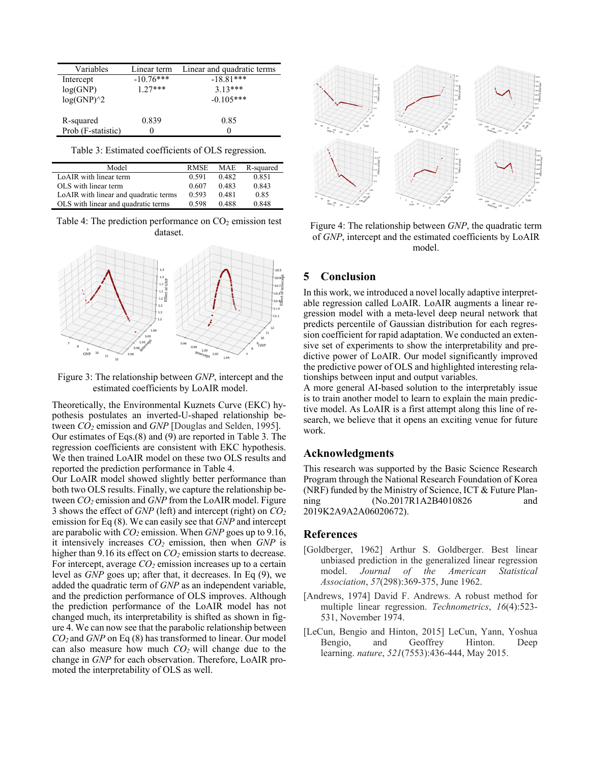| Variables | Linear term | Linear and quadratic terms |
|---|---|---|
| Intercept | -10.76*** | -18.81*** |
| log(GNP) | 1.27*** | 3.13*** |
| log(GNP)^2 | | -0.105*** |
| | | |
| R-squared | 0.839 | 0.85 |
| Prob (F-statistic) | 0 | 0 |

Table 3: Estimated coefficients of OLS regression.

| Model | RMSE | MAE | R-squared |
|---|---|---|---|
| LoAIR with linear term | 0.591 | 0.482 | 0.851 |
| OLS with linear term | 0.607 | 0.483 | 0.843 |
| LoAIR with linear and quadratic terms | 0.593 | 0.481 | 0.85 |
| OLS with linear and quadratic terms | 0.598 | 0.488 | 0.848 |

Table 4: The prediction performance on $CO_2$ emission test dataset.

Figure 3: The relationship between *GNP*, intercept and the estimated coefficients by LoAIR model.

Theoretically, the Environmental Kuznets Curve (EKC) hypothesis postulates an inverted-U-shaped relationship between $CO_2$ emission and *GNP* [Douglas and Selden, 1995]. Our estimates of Eqs.(8) and (9) are reported in Table 3. The regression coefficients are consistent with EKC hypothesis. We then trained LoAIR model on these two OLS results and reported the prediction performance in Table 4.

Our LoAIR model showed slightly better performance than both two OLS results. Finally, we capture the relationship between $CO_2$ emission and *GNP* from the LoAIR model. Figure 3 shows the effect of *GNP* (left) and intercept (right) on $CO_2$ emission for Eq (8). We can easily see that *GNP* and intercept are parabolic with $CO_2$ emission. When *GNP* goes up to 9.16, it intensively increases $CO_2$ emission, then when *GNP* is higher than 9.16 its effect on $CO_2$ emission starts to decrease. For intercept, average $CO_2$ emission increases up to a certain level as *GNP* goes up; after that, it decreases. In Eq (9), we added the quadratic term of *GNP* as an independent variable, and the prediction performance of OLS improves. Although the prediction performance of the LoAIR model has not changed much, its interpretability is shifted as shown in figure 4. We can now see that the parabolic relationship between $CO_2$ and *GNP* on Eq (8) has transformed to linear. Our model can also measure how much $CO_2$ will change due to the change in *GNP* for each observation. Therefore, LoAIR promoted the interpretability of OLS as well.

Figure 4: The relationship between *GNP*, the quadratic term of *GNP*, intercept and the estimated coefficients by LoAIR model.

## 5 Conclusion

In this work, we introduced a novel locally adaptive interpretable regression called LoAIR. LoAIR augments a linear regression model with a meta-level deep neural network that predicts percentile of Gaussian distribution for each regression coefficient for rapid adaptation. We conducted an extensive set of experiments to show the interpretability and predictive power of LoAIR. Our model significantly improved the predictive power of OLS and highlighted interesting relationships between input and output variables.

A more general AI-based solution to the interpretably issue is to train another model to learn to explain the main predictive model. As LoAIR is a first attempt along this line of research, we believe that it opens an exciting venue for future work.

## Acknowledgments

This research was supported by the Basic Science Research Program through the National Research Foundation of Korea (NRF) funded by the Ministry of Science, ICT & Future Planning (No.2017R1A2B4010826 and 2019K2A9A2A06020672).

## References

[Goldberger, 1962] Arthur S. Goldberger. Best linear unbiased prediction in the generalized linear regression model. *Journal of the American Statistical Association*, *57*(298):369-375, June 1962.

[Andrews, 1974] David F. Andrews. A robust method for multiple linear regression. *Technometrics*, *16*(4):523-531, November 1974.

[LeCun, Bengio and Hinton, 2015] LeCun, Yann, Yoshua Bengio, and Geoffrey Hinton. Deep learning. *nature*, *521*(7553):436-444, May 2015.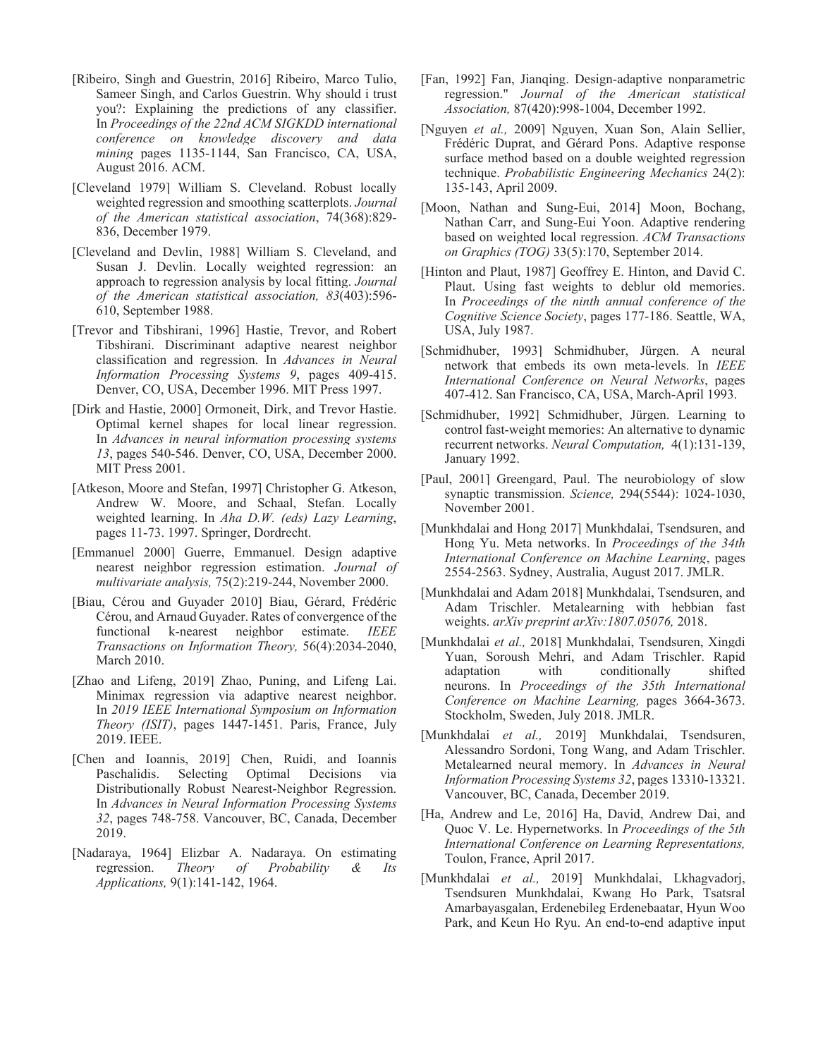[Ribeiro, Singh and Guestrin, 2016] Ribeiro, Marco Tulio, Sameer Singh, and Carlos Guestrin. Why should i trust you?: Explaining the predictions of any classifier. In *Proceedings of the 22nd ACM SIGKDD international conference on knowledge discovery and data mining* pages 1135-1144, San Francisco, CA, USA, August 2016. ACM.

[Cleveland 1979] William S. Cleveland. Robust locally weighted regression and smoothing scatterplots. *Journal of the American statistical association*, 74(368):829-836, December 1979.

[Cleveland and Devlin, 1988] William S. Cleveland, and Susan J. Devlin. Locally weighted regression: an approach to regression analysis by local fitting. *Journal of the American statistical association, 83*(403):596-610, September 1988.

[Trevor and Tibshirani, 1996] Hastie, Trevor, and Robert Tibshirani. Discriminant adaptive nearest neighbor classification and regression. In *Advances in Neural Information Processing Systems 9*, pages 409-415. Denver, CO, USA, December 1996. MIT Press 1997.

[Dirk and Hastie, 2000] Ormoneit, Dirk, and Trevor Hastie. Optimal kernel shapes for local linear regression. In *Advances in neural information processing systems 13*, pages 540-546. Denver, CO, USA, December 2000. MIT Press 2001.

[Atkeson, Moore and Stefan, 1997] Christopher G. Atkeson, Andrew W. Moore, and Schaal, Stefan. Locally weighted learning. In *Aha D.W. (eds) Lazy Learning*, pages 11-73. 1997. Springer, Dordrecht.

[Emmanuel 2000] Guerre, Emmanuel. Design adaptive nearest neighbor regression estimation. *Journal of multivariate analysis,* 75(2):219-244, November 2000.

[Biau, Cérou and Guyader 2010] Biau, Gérard, Frédéric Cérou, and Arnaud Guyader. Rates of convergence of the functional k-nearest neighbor estimate. *IEEE Transactions on Information Theory,* 56(4):2034-2040, March 2010.

[Zhao and Lifeng, 2019] Zhao, Puning, and Lifeng Lai. Minimax regression via adaptive nearest neighbor. In *2019 IEEE International Symposium on Information Theory (ISIT)*, pages 1447-1451. Paris, France, July 2019. IEEE.

[Chen and Ioannis, 2019] Chen, Ruidi, and Ioannis Paschalidis. Selecting Optimal Decisions via Distributionally Robust Nearest-Neighbor Regression. In *Advances in Neural Information Processing Systems 32*, pages 748-758. Vancouver, BC, Canada, December 2019.

[Nadaraya, 1964] Elizbar A. Nadaraya. On estimating regression. *Theory of Probability & Its Applications,* 9(1):141-142, 1964.

[Fan, 1992] Fan, Jianqing. Design-adaptive nonparametric regression." *Journal of the American statistical Association,* 87(420):998-1004, December 1992.

[Nguyen *et al.,* 2009] Nguyen, Xuan Son, Alain Sellier, Frédéric Duprat, and Gérard Pons. Adaptive response surface method based on a double weighted regression technique. *Probabilistic Engineering Mechanics* 24(2): 135-143, April 2009.

[Moon, Nathan and Sung-Eui, 2014] Moon, Bochang, Nathan Carr, and Sung-Eui Yoon. Adaptive rendering based on weighted local regression. *ACM Transactions on Graphics (TOG)* 33(5):170, September 2014.

[Hinton and Plaut, 1987] Geoffrey E. Hinton, and David C. Plaut. Using fast weights to deblur old memories. In *Proceedings of the ninth annual conference of the Cognitive Science Society*, pages 177-186. Seattle, WA, USA, July 1987.

[Schmidhuber, 1993] Schmidhuber, Jürgen. A neural network that embeds its own meta-levels. In *IEEE International Conference on Neural Networks*, pages 407-412. San Francisco, CA, USA, March-April 1993.

[Schmidhuber, 1992] Schmidhuber, Jürgen. Learning to control fast-weight memories: An alternative to dynamic recurrent networks. *Neural Computation,* 4(1):131-139, January 1992.

[Paul, 2001] Greengard, Paul. The neurobiology of slow synaptic transmission. *Science,* 294(5544): 1024-1030, November 2001.

[Munkhdalai and Hong 2017] Munkhdalai, Tsendsuren, and Hong Yu. Meta networks. In *Proceedings of the 34th International Conference on Machine Learning*, pages 2554-2563. Sydney, Australia, August 2017. JMLR.

[Munkhdalai and Adam 2018] Munkhdalai, Tsendsuren, and Adam Trischler. Metalearning with hebbian fast weights. *arXiv preprint arXiv:1807.05076,* 2018.

[Munkhdalai *et al.,* 2018] Munkhdalai, Tsendsuren, Xingdi Yuan, Soroush Mehri, and Adam Trischler. Rapid adaptation with conditionally shifted neurons. In *Proceedings of the 35th International Conference on Machine Learning,* pages 3664-3673. Stockholm, Sweden, July 2018. JMLR.

[Munkhdalai *et al.,* 2019] Munkhdalai, Tsendsuren, Alessandro Sordoni, Tong Wang, and Adam Trischler. Metalearned neural memory. In *Advances in Neural Information Processing Systems 32*, pages 13310-13321. Vancouver, BC, Canada, December 2019.

[Ha, Andrew and Le, 2016] Ha, David, Andrew Dai, and Quoc V. Le. Hypernetworks. In *Proceedings of the 5th International Conference on Learning Representations,* Toulon, France, April 2017.

[Munkhdalai *et al.,* 2019] Munkhdalai, Lkhagvadorj, Tsendsuren Munkhdalai, Kwang Ho Park, Tsatsral Amarbayasgalan, Erdenebileg Erdenebaatar, Hyun Woo Park, and Keun Ho Ryu. An end-to-end adaptive input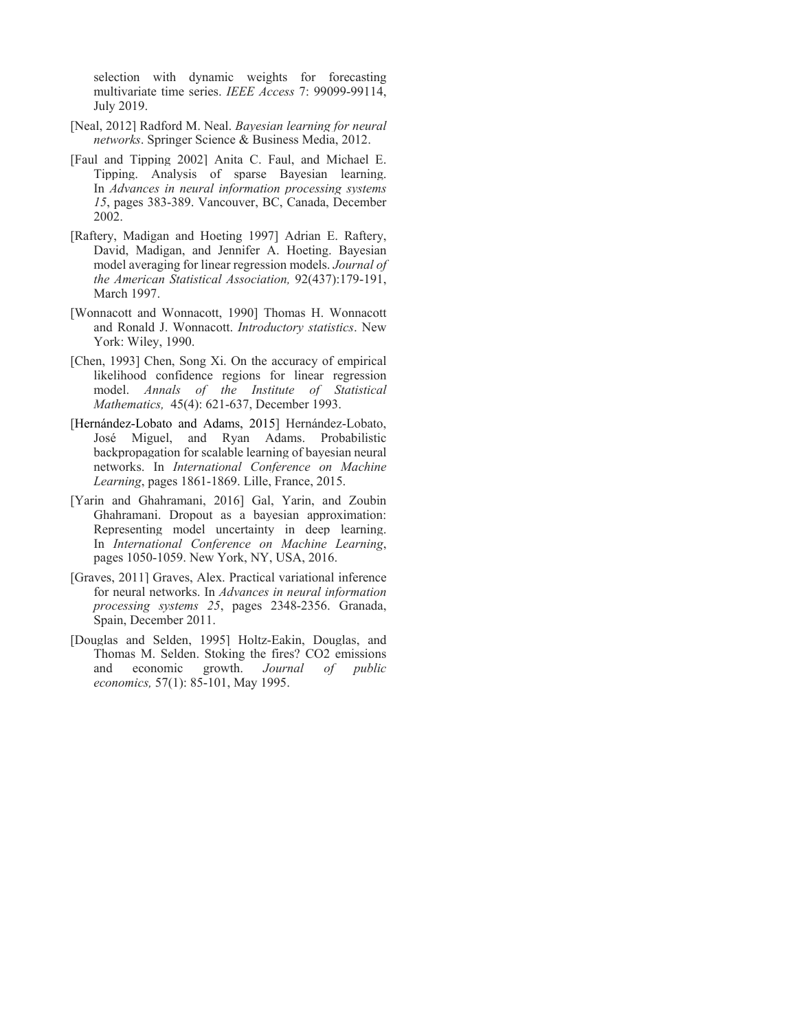selection with dynamic weights for forecasting multivariate time series. *IEEE Access* 7: 99099-99114, July 2019.

[Neal, 2012] Radford M. Neal. *Bayesian learning for neural networks*. Springer Science & Business Media, 2012.

[Faul and Tipping 2002] Anita C. Faul, and Michael E. Tipping. Analysis of sparse Bayesian learning. In *Advances in neural information processing systems 15*, pages 383-389. Vancouver, BC, Canada, December 2002.

[Raftery, Madigan and Hoeting 1997] Adrian E. Raftery, David, Madigan, and Jennifer A. Hoeting. Bayesian model averaging for linear regression models. *Journal of the American Statistical Association,* 92(437):179-191, March 1997.

[Wonnacott and Wonnacott, 1990] Thomas H. Wonnacott and Ronald J. Wonnacott. *Introductory statistics*. New York: Wiley, 1990.

[Chen, 1993] Chen, Song Xi. On the accuracy of empirical likelihood confidence regions for linear regression model. *Annals of the Institute of Statistical Mathematics,* 45(4): 621-637, December 1993.

[Hernández-Lobato and Adams, 2015] Hernández-Lobato, José Miguel, and Ryan Adams. Probabilistic backpropagation for scalable learning of bayesian neural networks. In *International Conference on Machine Learning*, pages 1861-1869. Lille, France, 2015.

[Yarin and Ghahramani, 2016] Gal, Yarin, and Zoubin Ghahramani. Dropout as a bayesian approximation: Representing model uncertainty in deep learning. In *International Conference on Machine Learning*, pages 1050-1059. New York, NY, USA, 2016.

[Graves, 2011] Graves, Alex. Practical variational inference for neural networks. In *Advances in neural information processing systems 25*, pages 2348-2356. Granada, Spain, December 2011.

[Douglas and Selden, 1995] Holtz-Eakin, Douglas, and Thomas M. Selden. Stoking the fires? CO2 emissions and economic growth. *Journal of public economics,* 57(1): 85-101, May 1995.